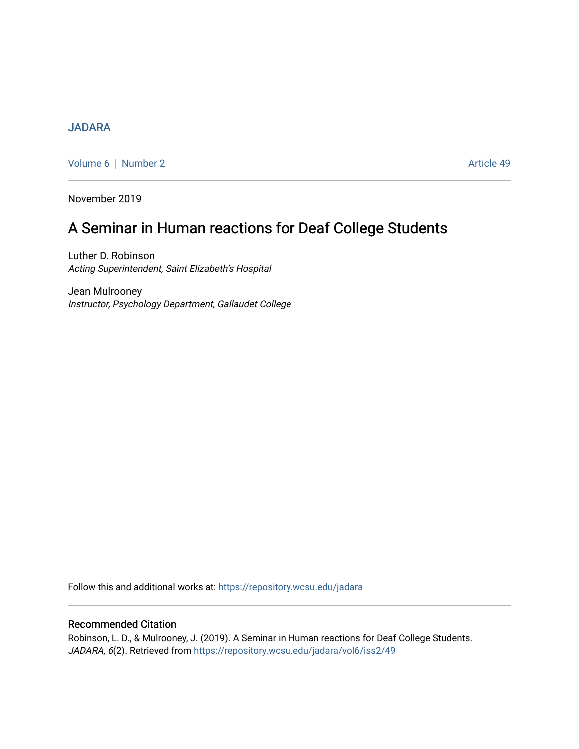JADARA

Volume 6 | Number 2 — Article 49

November 2019

# A Seminar in Human reactions for Deaf College Students

Luther D. Robinson
*Acting Superintendent, Saint Elizabeth's Hospital*

Jean Mulrooney
*Instructor, Psychology Department, Gallaudet College*

Follow this and additional works at: https://repository.wcsu.edu/jadara

## Recommended Citation

Robinson, L. D., & Mulrooney, J. (2019). A Seminar in Human reactions for Deaf College Students. *JADARA, 6*(2). Retrieved from https://repository.wcsu.edu/jadara/vol6/iss2/49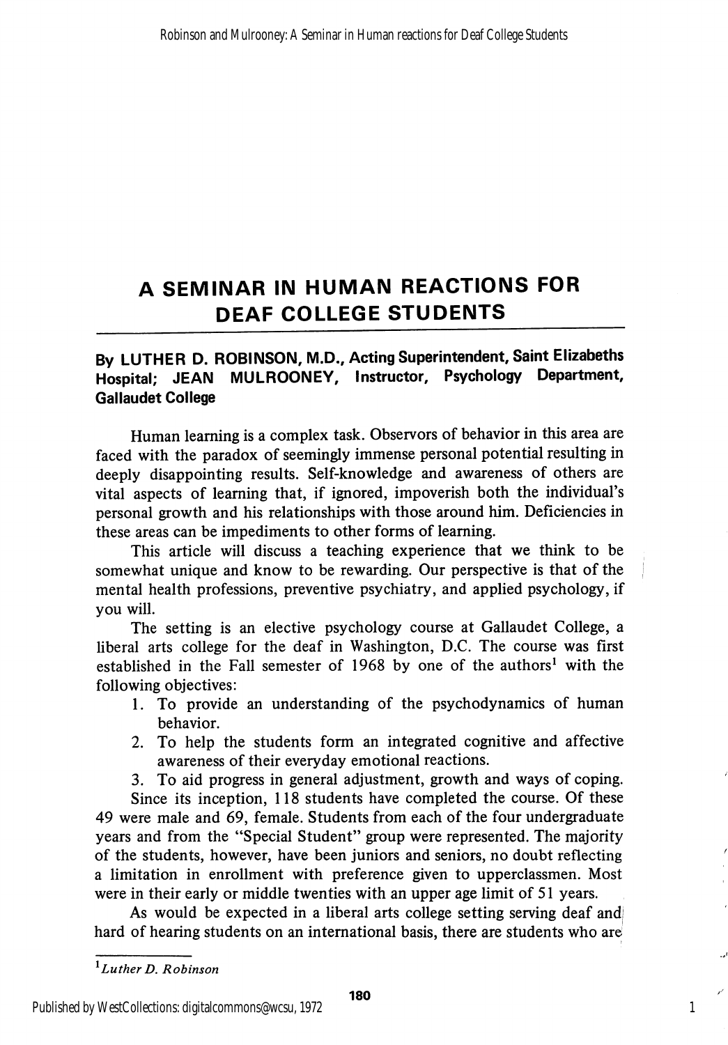# A SEMINAR IN HUMAN REACTIONS FOR DEAF COLLEGE STUDENTS

**By LUTHER D. ROBINSON, M.D., Acting Superintendent, Saint Elizabeths Hospital; JEAN MULROONEY, Instructor, Psychology Department, Gallaudet College**

Human learning is a complex task. Observors of behavior in this area are faced with the paradox of seemingly immense personal potential resulting in deeply disappointing results. Self-knowledge and awareness of others are vital aspects of learning that, if ignored, impoverish both the individual's personal growth and his relationships with those around him. Deficiencies in these areas can be impediments to other forms of learning.

This article will discuss a teaching experience that we think to be somewhat unique and know to be rewarding. Our perspective is that of the mental health professions, preventive psychiatry, and applied psychology, if you will.

The setting is an elective psychology course at Gallaudet College, a liberal arts college for the deaf in Washington, D.C. The course was first established in the Fall semester of 1968 by one of the authors[1] with the following objectives:

1. To provide an understanding of the psychodynamics of human behavior.
2. To help the students form an integrated cognitive and affective awareness of their everyday emotional reactions.
3. To aid progress in general adjustment, growth and ways of coping.

Since its inception, 118 students have completed the course. Of these 49 were male and 69, female. Students from each of the four undergraduate years and from the "Special Student" group were represented. The majority of the students, however, have been juniors and seniors, no doubt reflecting a limitation in enrollment with preference given to upperclassmen. Most were in their early or middle twenties with an upper age limit of 51 years.

As would be expected in a liberal arts college setting serving deaf and hard of hearing students on an international basis, there are students who are

---

[1] *Luther D. Robinson*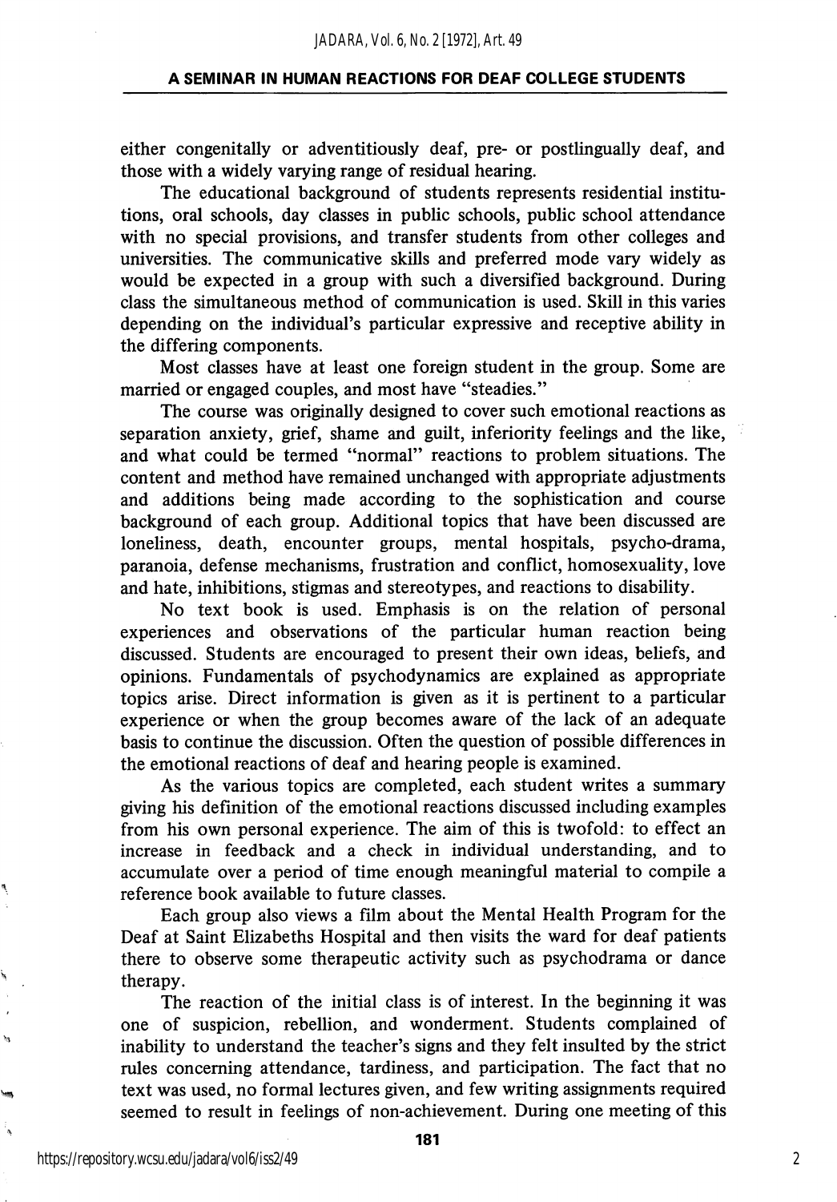either congenitally or adventitiously deaf, pre- or postlingually deaf, and those with a widely varying range of residual hearing.

The educational background of students represents residential institutions, oral schools, day classes in public schools, public school attendance with no special provisions, and transfer students from other colleges and universities. The communicative skills and preferred mode vary widely as would be expected in a group with such a diversified background. During class the simultaneous method of communication is used. Skill in this varies depending on the individual's particular expressive and receptive ability in the differing components.

Most classes have at least one foreign student in the group. Some are married or engaged couples, and most have "steadies."

The course was originally designed to cover such emotional reactions as separation anxiety, grief, shame and guilt, inferiority feelings and the like, and what could be termed "normal" reactions to problem situations. The content and method have remained unchanged with appropriate adjustments and additions being made according to the sophistication and course background of each group. Additional topics that have been discussed are loneliness, death, encounter groups, mental hospitals, psycho-drama, paranoia, defense mechanisms, frustration and conflict, homosexuality, love and hate, inhibitions, stigmas and stereotypes, and reactions to disability.

No text book is used. Emphasis is on the relation of personal experiences and observations of the particular human reaction being discussed. Students are encouraged to present their own ideas, beliefs, and opinions. Fundamentals of psychodynamics are explained as appropriate topics arise. Direct information is given as it is pertinent to a particular experience or when the group becomes aware of the lack of an adequate basis to continue the discussion. Often the question of possible differences in the emotional reactions of deaf and hearing people is examined.

As the various topics are completed, each student writes a summary giving his definition of the emotional reactions discussed including examples from his own personal experience. The aim of this is twofold: to effect an increase in feedback and a check in individual understanding, and to accumulate over a period of time enough meaningful material to compile a reference book available to future classes.

Each group also views a film about the Mental Health Program for the Deaf at Saint Elizabeths Hospital and then visits the ward for deaf patients there to observe some therapeutic activity such as psychodrama or dance therapy.

The reaction of the initial class is of interest. In the beginning it was one of suspicion, rebellion, and wonderment. Students complained of inability to understand the teacher's signs and they felt insulted by the strict rules concerning attendance, tardiness, and participation. The fact that no text was used, no formal lectures given, and few writing assignments required seemed to result in feelings of non-achievement. During one meeting of this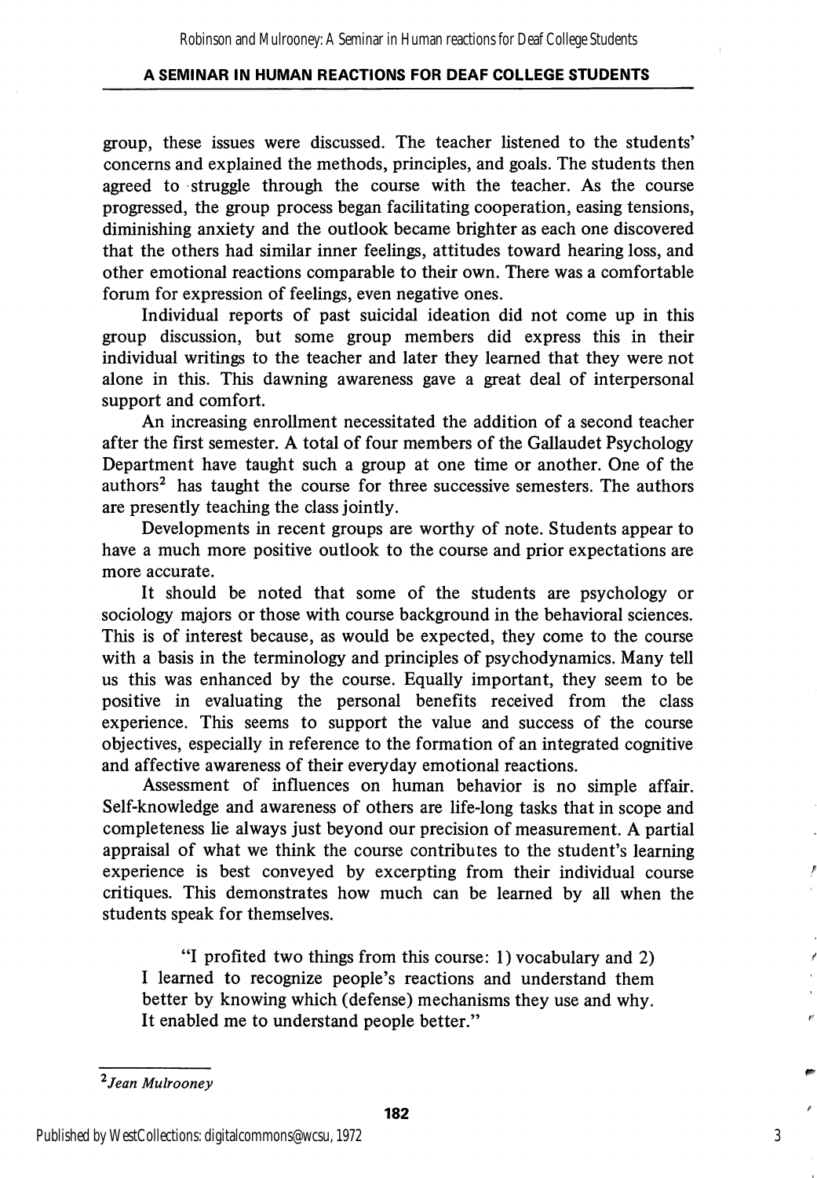group, these issues were discussed. The teacher listened to the students' concerns and explained the methods, principles, and goals. The students then agreed to struggle through the course with the teacher. As the course progressed, the group process began facilitating cooperation, easing tensions, diminishing anxiety and the outlook became brighter as each one discovered that the others had similar inner feelings, attitudes toward hearing loss, and other emotional reactions comparable to their own. There was a comfortable forum for expression of feelings, even negative ones.

Individual reports of past suicidal ideation did not come up in this group discussion, but some group members did express this in their individual writings to the teacher and later they learned that they were not alone in this. This dawning awareness gave a great deal of interpersonal support and comfort.

An increasing enrollment necessitated the addition of a second teacher after the first semester. A total of four members of the Gallaudet Psychology Department have taught such a group at one time or another. One of the authors[2] has taught the course for three successive semesters. The authors are presently teaching the class jointly.

Developments in recent groups are worthy of note. Students appear to have a much more positive outlook to the course and prior expectations are more accurate.

It should be noted that some of the students are psychology or sociology majors or those with course background in the behavioral sciences. This is of interest because, as would be expected, they come to the course with a basis in the terminology and principles of psychodynamics. Many tell us this was enhanced by the course. Equally important, they seem to be positive in evaluating the personal benefits received from the class experience. This seems to support the value and success of the course objectives, especially in reference to the formation of an integrated cognitive and affective awareness of their everyday emotional reactions.

Assessment of influences on human behavior is no simple affair. Self-knowledge and awareness of others are life-long tasks that in scope and completeness lie always just beyond our precision of measurement. A partial appraisal of what we think the course contributes to the student's learning experience is best conveyed by excerpting from their individual course critiques. This demonstrates how much can be learned by all when the students speak for themselves.

> "I profited two things from this course: 1) vocabulary and 2) I learned to recognize people's reactions and understand them better by knowing which (defense) mechanisms they use and why. It enabled me to understand people better."

---

[2] *Jean Mulrooney*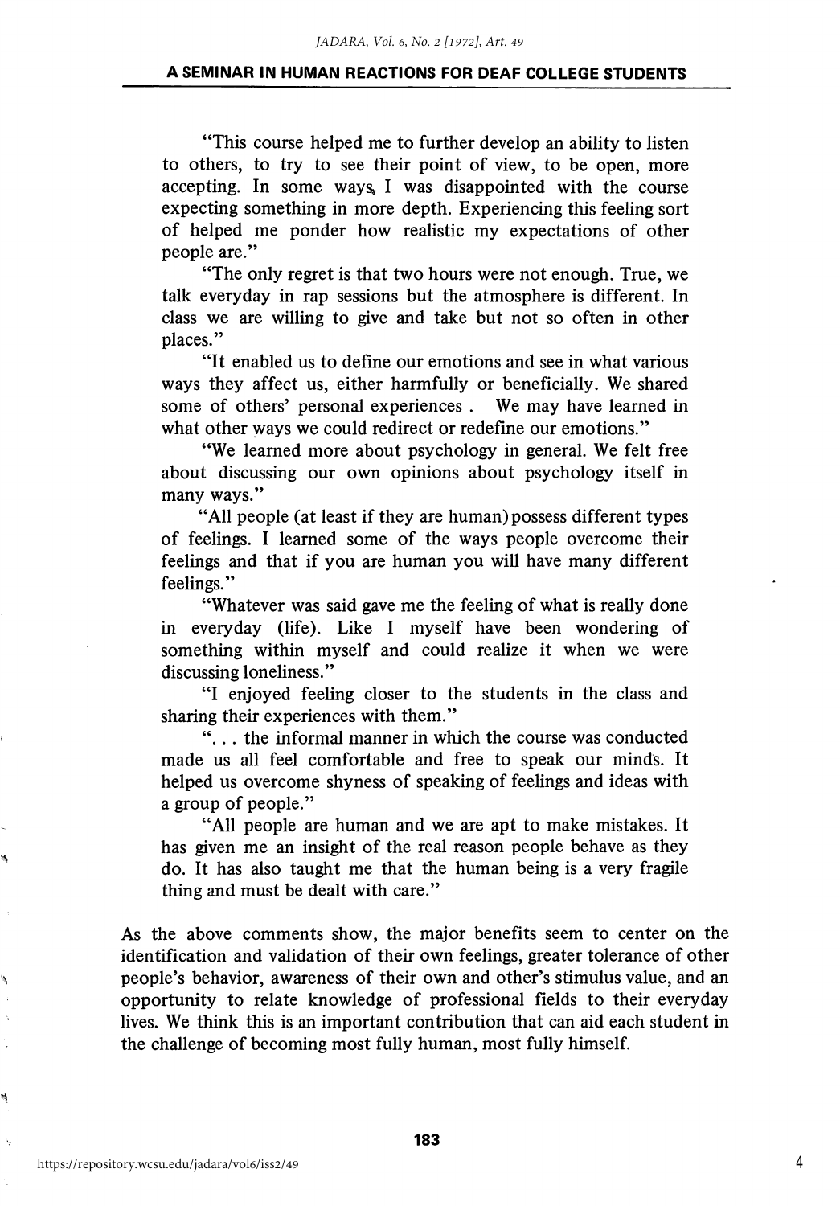"This course helped me to further develop an ability to listen to others, to try to see their point of view, to be open, more accepting. In some ways, I was disappointed with the course expecting something in more depth. Experiencing this feeling sort of helped me ponder how realistic my expectations of other people are."

"The only regret is that two hours were not enough. True, we talk everyday in rap sessions but the atmosphere is different. In class we are willing to give and take but not so often in other places."

"It enabled us to define our emotions and see in what various ways they affect us, either harmfully or beneficially. We shared some of others' personal experiences . We may have learned in what other ways we could redirect or redefine our emotions."

"We learned more about psychology in general. We felt free about discussing our own opinions about psychology itself in many ways."

"All people (at least if they are human) possess different types of feelings. I learned some of the ways people overcome their feelings and that if you are human you will have many different feelings."

"Whatever was said gave me the feeling of what is really done in everyday (life). Like I myself have been wondering of something within myself and could realize it when we were discussing loneliness."

"I enjoyed feeling closer to the students in the class and sharing their experiences with them."

". . . the informal manner in which the course was conducted made us all feel comfortable and free to speak our minds. It helped us overcome shyness of speaking of feelings and ideas with a group of people."

"All people are human and we are apt to make mistakes. It has given me an insight of the real reason people behave as they do. It has also taught me that the human being is a very fragile thing and must be dealt with care."

As the above comments show, the major benefits seem to center on the identification and validation of their own feelings, greater tolerance of other people's behavior, awareness of their own and other's stimulus value, and an opportunity to relate knowledge of professional fields to their everyday lives. We think this is an important contribution that can aid each student in the challenge of becoming most fully human, most fully himself.